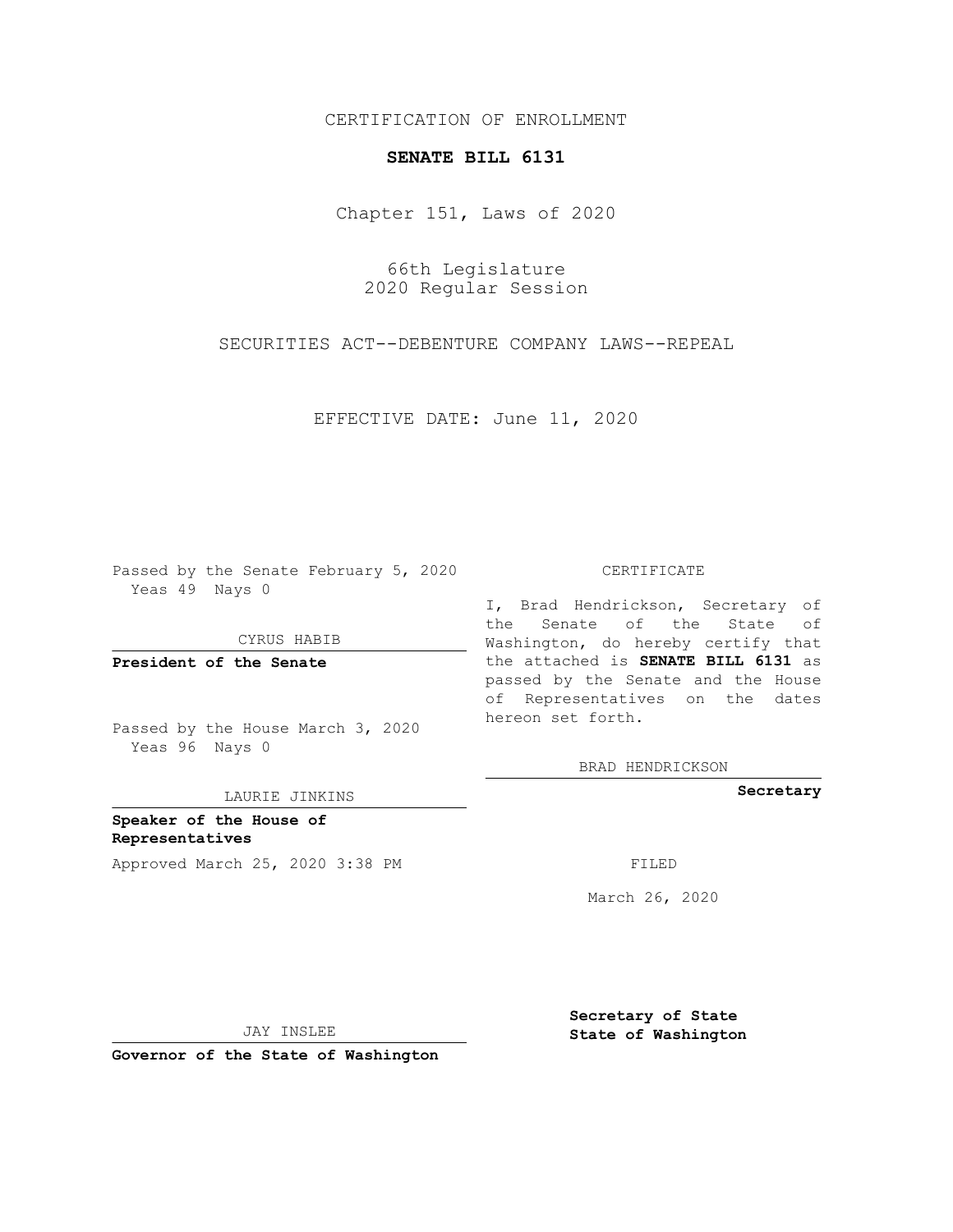CERTIFICATION OF ENROLLMENT

**SENATE BILL 6131**

Chapter 151, Laws of 2020

66th Legislature
2020 Regular Session

SECURITIES ACT--DEBENTURE COMPANY LAWS--REPEAL

EFFECTIVE DATE: June 11, 2020

Passed by the Senate February 5, 2020
Yeas 49 Nays 0

CYRUS HABIB

**President of the Senate**

Passed by the House March 3, 2020
Yeas 96 Nays 0

LAURIE JINKINS

**Speaker of the House of Representatives**

Approved March 25, 2020 3:38 PM

JAY INSLEE

**Governor of the State of Washington**

CERTIFICATE

I, Brad Hendrickson, Secretary of the Senate of the State of Washington, do hereby certify that the attached is **SENATE BILL 6131** as passed by the Senate and the House of Representatives on the dates hereon set forth.

BRAD HENDRICKSON

**Secretary**

FILED

March 26, 2020

**Secretary of State**
**State of Washington**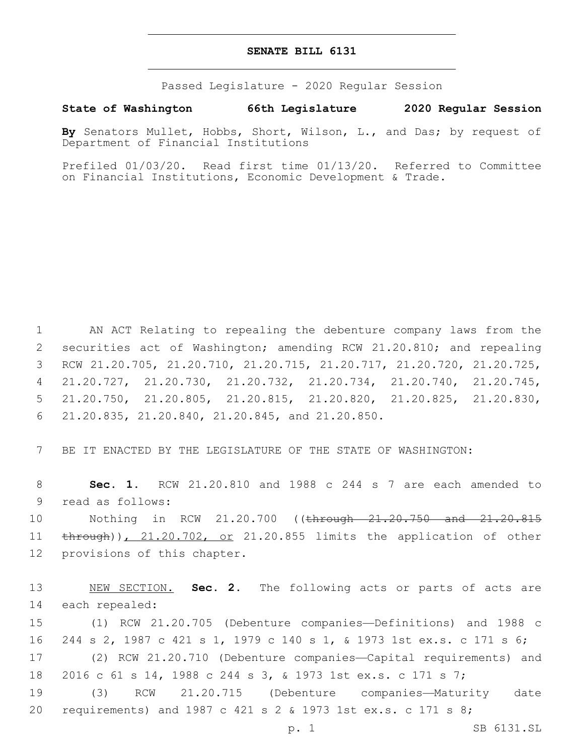# SENATE BILL 6131

Passed Legislature - 2020 Regular Session

**State of Washington 66th Legislature 2020 Regular Session**

**By** Senators Mullet, Hobbs, Short, Wilson, L., and Das; by request of Department of Financial Institutions

Prefiled 01/03/20. Read first time 01/13/20. Referred to Committee on Financial Institutions, Economic Development & Trade.

AN ACT Relating to repealing the debenture company laws from the securities act of Washington; amending RCW 21.20.810; and repealing RCW 21.20.705, 21.20.710, 21.20.715, 21.20.717, 21.20.720, 21.20.725, 21.20.727, 21.20.730, 21.20.732, 21.20.734, 21.20.740, 21.20.745, 21.20.750, 21.20.805, 21.20.815, 21.20.820, 21.20.825, 21.20.830, 21.20.835, 21.20.840, 21.20.845, and 21.20.850.

BE IT ENACTED BY THE LEGISLATURE OF THE STATE OF WASHINGTON:

**Sec. 1.** RCW 21.20.810 and 1988 c 244 s 7 are each amended to read as follows:

Nothing in RCW 21.20.700 ((~~through 21.20.750 and 21.20.815 through~~)), 21.20.702, or 21.20.855 limits the application of other provisions of this chapter.

NEW SECTION. **Sec. 2.** The following acts or parts of acts are each repealed:

(1) RCW 21.20.705 (Debenture companies—Definitions) and 1988 c 244 s 2, 1987 c 421 s 1, 1979 c 140 s 1, & 1973 1st ex.s. c 171 s 6;

(2) RCW 21.20.710 (Debenture companies—Capital requirements) and 2016 c 61 s 14, 1988 c 244 s 3, & 1973 1st ex.s. c 171 s 7;

(3) RCW 21.20.715 (Debenture companies—Maturity date requirements) and 1987 c 421 s 2 & 1973 1st ex.s. c 171 s 8;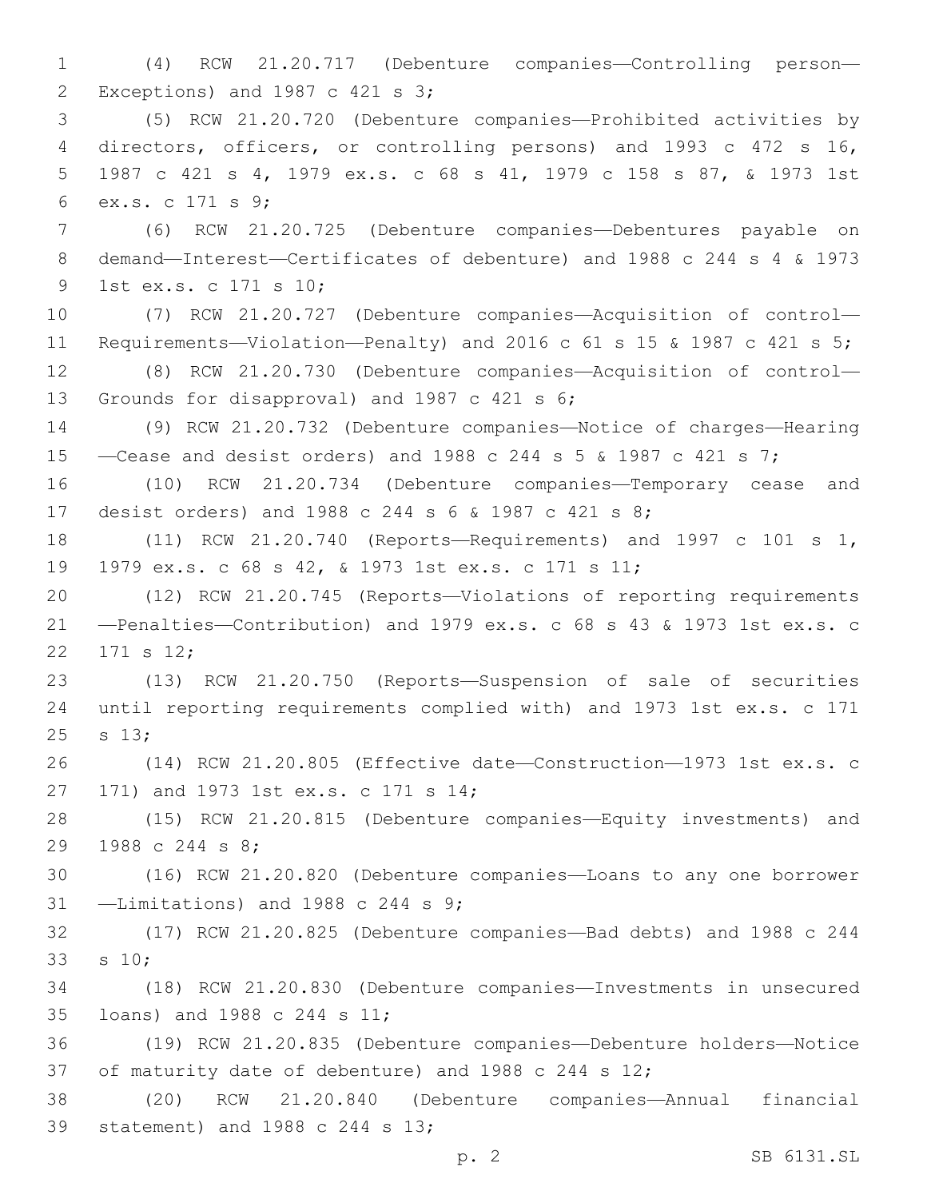(4) RCW 21.20.717 (Debenture companies—Controlling person—Exceptions) and 1987 c 421 s 3;

(5) RCW 21.20.720 (Debenture companies—Prohibited activities by directors, officers, or controlling persons) and 1993 c 472 s 16, 1987 c 421 s 4, 1979 ex.s. c 68 s 41, 1979 c 158 s 87, & 1973 1st ex.s. c 171 s 9;

(6) RCW 21.20.725 (Debenture companies—Debentures payable on demand—Interest—Certificates of debenture) and 1988 c 244 s 4 & 1973 1st ex.s. c 171 s 10;

(7) RCW 21.20.727 (Debenture companies—Acquisition of control—Requirements—Violation—Penalty) and 2016 c 61 s 15 & 1987 c 421 s 5;

(8) RCW 21.20.730 (Debenture companies—Acquisition of control—Grounds for disapproval) and 1987 c 421 s 6;

(9) RCW 21.20.732 (Debenture companies—Notice of charges—Hearing—Cease and desist orders) and 1988 c 244 s 5 & 1987 c 421 s 7;

(10) RCW 21.20.734 (Debenture companies—Temporary cease and desist orders) and 1988 c 244 s 6 & 1987 c 421 s 8;

(11) RCW 21.20.740 (Reports—Requirements) and 1997 c 101 s 1, 1979 ex.s. c 68 s 42, & 1973 1st ex.s. c 171 s 11;

(12) RCW 21.20.745 (Reports—Violations of reporting requirements—Penalties—Contribution) and 1979 ex.s. c 68 s 43 & 1973 1st ex.s. c 171 s 12;

(13) RCW 21.20.750 (Reports—Suspension of sale of securities until reporting requirements complied with) and 1973 1st ex.s. c 171 s 13;

(14) RCW 21.20.805 (Effective date—Construction—1973 1st ex.s. c 171) and 1973 1st ex.s. c 171 s 14;

(15) RCW 21.20.815 (Debenture companies—Equity investments) and 1988 c 244 s 8;

(16) RCW 21.20.820 (Debenture companies—Loans to any one borrower—Limitations) and 1988 c 244 s 9;

(17) RCW 21.20.825 (Debenture companies—Bad debts) and 1988 c 244 s 10;

(18) RCW 21.20.830 (Debenture companies—Investments in unsecured loans) and 1988 c 244 s 11;

(19) RCW 21.20.835 (Debenture companies—Debenture holders—Notice of maturity date of debenture) and 1988 c 244 s 12;

(20) RCW 21.20.840 (Debenture companies—Annual financial statement) and 1988 c 244 s 13;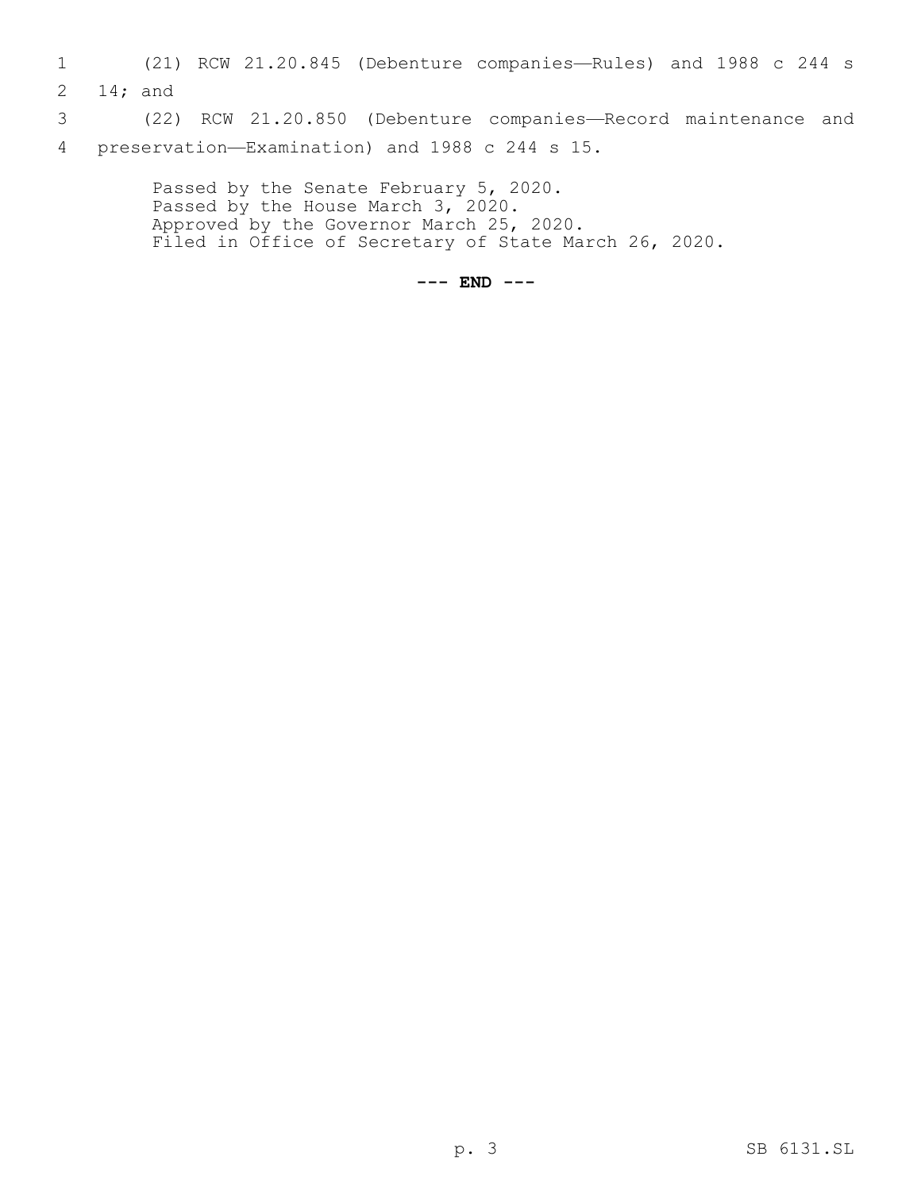(21) RCW 21.20.845 (Debenture companies—Rules) and 1988 c 244 s 14; and

(22) RCW 21.20.850 (Debenture companies—Record maintenance and preservation—Examination) and 1988 c 244 s 15.

Passed by the Senate February 5, 2020.
Passed by the House March 3, 2020.
Approved by the Governor March 25, 2020.
Filed in Office of Secretary of State March 26, 2020.

--- END ---